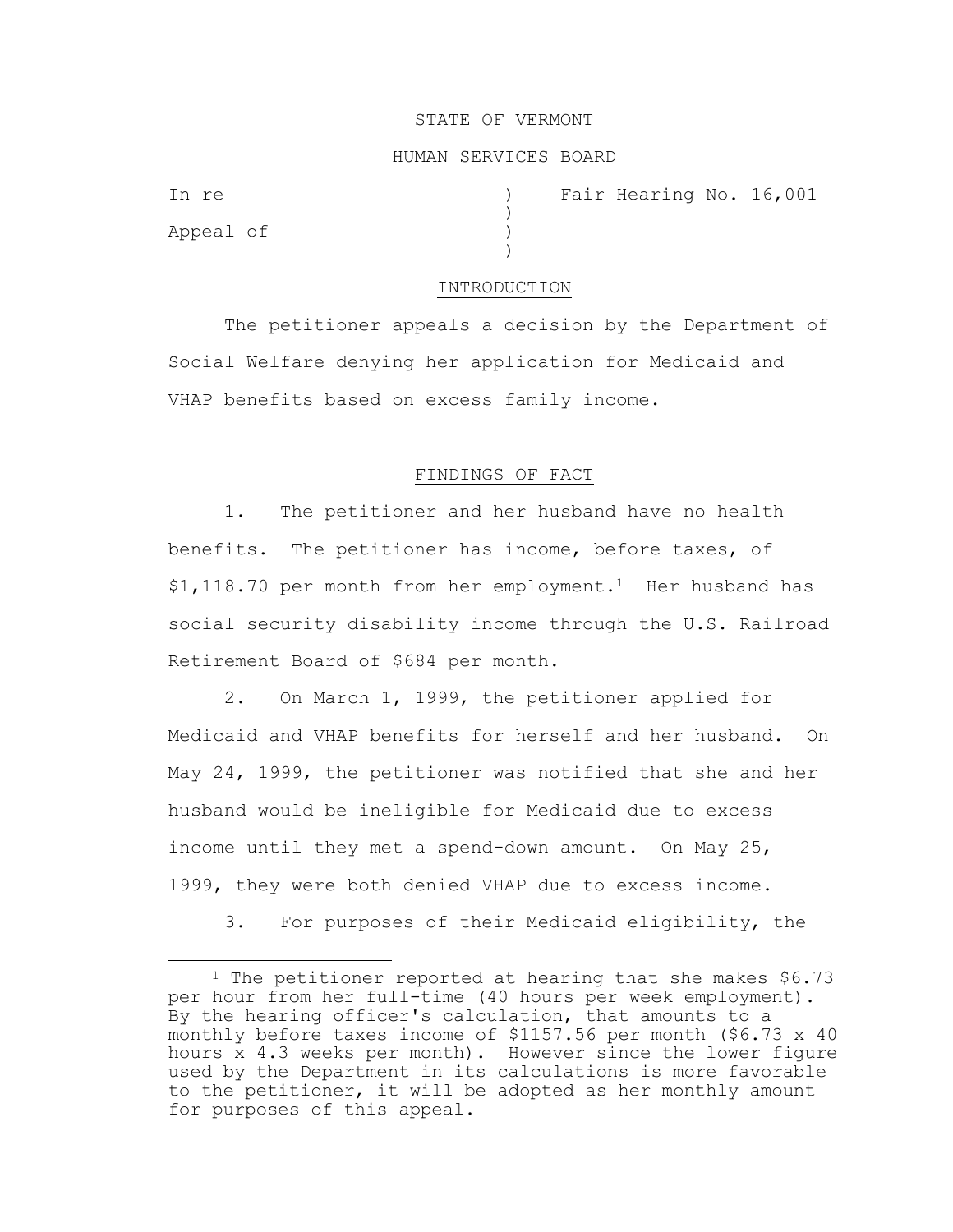STATE OF VERMONT

HUMAN SERVICES BOARD

In re ) Fair Hearing No. 16,001
)
Appeal of )
)

## INTRODUCTION

The petitioner appeals a decision by the Department of Social Welfare denying her application for Medicaid and VHAP benefits based on excess family income.

## FINDINGS OF FACT

1. The petitioner and her husband have no health benefits. The petitioner has income, before taxes, of $1,118.70 per month from her employment.[1] Her husband has social security disability income through the U.S. Railroad Retirement Board of $684 per month.

2. On March 1, 1999, the petitioner applied for Medicaid and VHAP benefits for herself and her husband. On May 24, 1999, the petitioner was notified that she and her husband would be ineligible for Medicaid due to excess income until they met a spend-down amount. On May 25, 1999, they were both denied VHAP due to excess income.

3. For purposes of their Medicaid eligibility, the

---

[1] The petitioner reported at hearing that she makes $6.73 per hour from her full-time (40 hours per week employment). By the hearing officer's calculation, that amounts to a monthly before taxes income of $1157.56 per month ($6.73 x 40 hours x 4.3 weeks per month). However since the lower figure used by the Department in its calculations is more favorable to the petitioner, it will be adopted as her monthly amount for purposes of this appeal.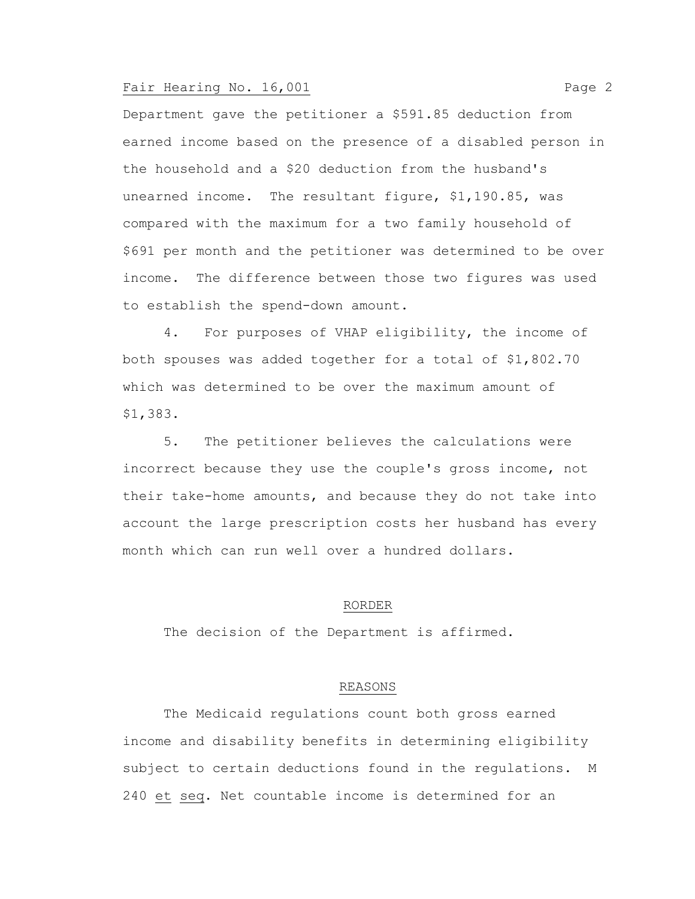Department gave the petitioner a $591.85 deduction from earned income based on the presence of a disabled person in the household and a $20 deduction from the husband's unearned income. The resultant figure, $1,190.85, was compared with the maximum for a two family household of $691 per month and the petitioner was determined to be over income. The difference between those two figures was used to establish the spend-down amount.

4. For purposes of VHAP eligibility, the income of both spouses was added together for a total of $1,802.70 which was determined to be over the maximum amount of $1,383.

5. The petitioner believes the calculations were incorrect because they use the couple's gross income, not their take-home amounts, and because they do not take into account the large prescription costs her husband has every month which can run well over a hundred dollars.

## RORDER

The decision of the Department is affirmed.

## REASONS

The Medicaid regulations count both gross earned income and disability benefits in determining eligibility subject to certain deductions found in the regulations. M 240 et seq. Net countable income is determined for an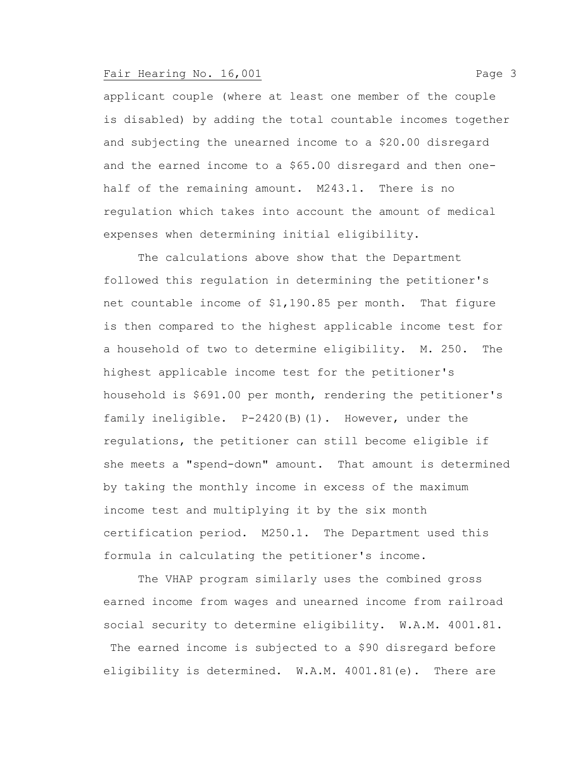applicant couple (where at least one member of the couple is disabled) by adding the total countable incomes together and subjecting the unearned income to a $20.00 disregard and the earned income to a $65.00 disregard and then one-half of the remaining amount. M243.1. There is no regulation which takes into account the amount of medical expenses when determining initial eligibility.

The calculations above show that the Department followed this regulation in determining the petitioner's net countable income of $1,190.85 per month. That figure is then compared to the highest applicable income test for a household of two to determine eligibility. M. 250. The highest applicable income test for the petitioner's household is $691.00 per month, rendering the petitioner's family ineligible. P-2420(B)(1). However, under the regulations, the petitioner can still become eligible if she meets a "spend-down" amount. That amount is determined by taking the monthly income in excess of the maximum income test and multiplying it by the six month certification period. M250.1. The Department used this formula in calculating the petitioner's income.

The VHAP program similarly uses the combined gross earned income from wages and unearned income from railroad social security to determine eligibility. W.A.M. 4001.81. The earned income is subjected to a $90 disregard before eligibility is determined. W.A.M. 4001.81(e). There are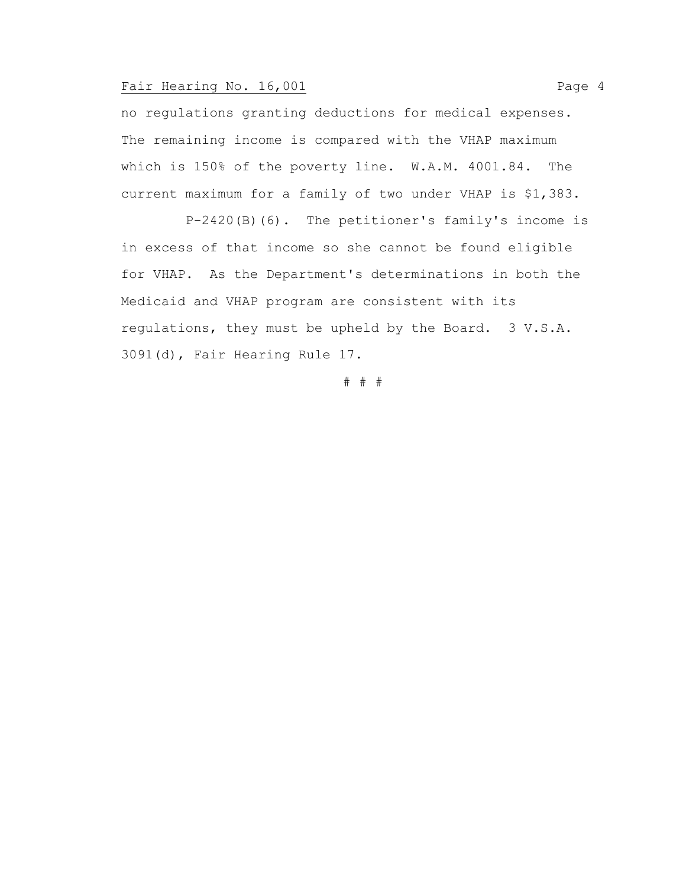no regulations granting deductions for medical expenses. The remaining income is compared with the VHAP maximum which is 150% of the poverty line. W.A.M. 4001.84. The current maximum for a family of two under VHAP is $1,383.

P-2420(B)(6). The petitioner's family's income is in excess of that income so she cannot be found eligible for VHAP. As the Department's determinations in both the Medicaid and VHAP program are consistent with its regulations, they must be upheld by the Board. 3 V.S.A. 3091(d), Fair Hearing Rule 17.

# # #